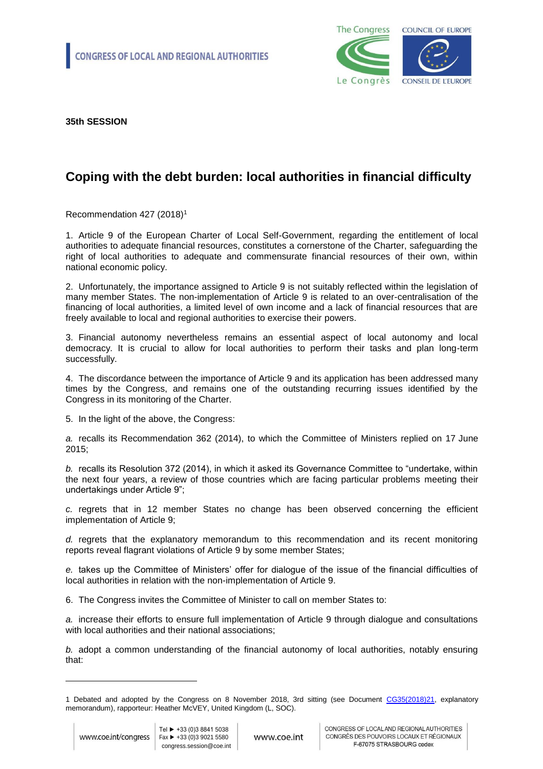CONGRESS OF LOCAL AND REGIONAL AUTHORITIES

**35th SESSION**

# Coping with the debt burden: local authorities in financial difficulty

Recommendation 427 (2018)[1]

1. Article 9 of the European Charter of Local Self-Government, regarding the entitlement of local authorities to adequate financial resources, constitutes a cornerstone of the Charter, safeguarding the right of local authorities to adequate and commensurate financial resources of their own, within national economic policy.

2. Unfortunately, the importance assigned to Article 9 is not suitably reflected within the legislation of many member States. The non-implementation of Article 9 is related to an over-centralisation of the financing of local authorities, a limited level of own income and a lack of financial resources that are freely available to local and regional authorities to exercise their powers.

3. Financial autonomy nevertheless remains an essential aspect of local autonomy and local democracy. It is crucial to allow for local authorities to perform their tasks and plan long-term successfully.

4. The discordance between the importance of Article 9 and its application has been addressed many times by the Congress, and remains one of the outstanding recurring issues identified by the Congress in its monitoring of the Charter.

5. In the light of the above, the Congress:

*a.* recalls its Recommendation 362 (2014), to which the Committee of Ministers replied on 17 June 2015;

*b.* recalls its Resolution 372 (2014), in which it asked its Governance Committee to "undertake, within the next four years, a review of those countries which are facing particular problems meeting their undertakings under Article 9";

*c.* regrets that in 12 member States no change has been observed concerning the efficient implementation of Article 9;

*d.* regrets that the explanatory memorandum to this recommendation and its recent monitoring reports reveal flagrant violations of Article 9 by some member States;

*e.* takes up the Committee of Ministers' offer for dialogue of the issue of the financial difficulties of local authorities in relation with the non-implementation of Article 9.

6. The Congress invites the Committee of Minister to call on member States to:

*a.* increase their efforts to ensure full implementation of Article 9 through dialogue and consultations with local authorities and their national associations;

*b.* adopt a common understanding of the financial autonomy of local authorities, notably ensuring that:

---

1 Debated and adopted by the Congress on 8 November 2018, 3rd sitting (see Document CG35(2018)21, explanatory memorandum), rapporteur: Heather McVEY, United Kingdom (L, SOC).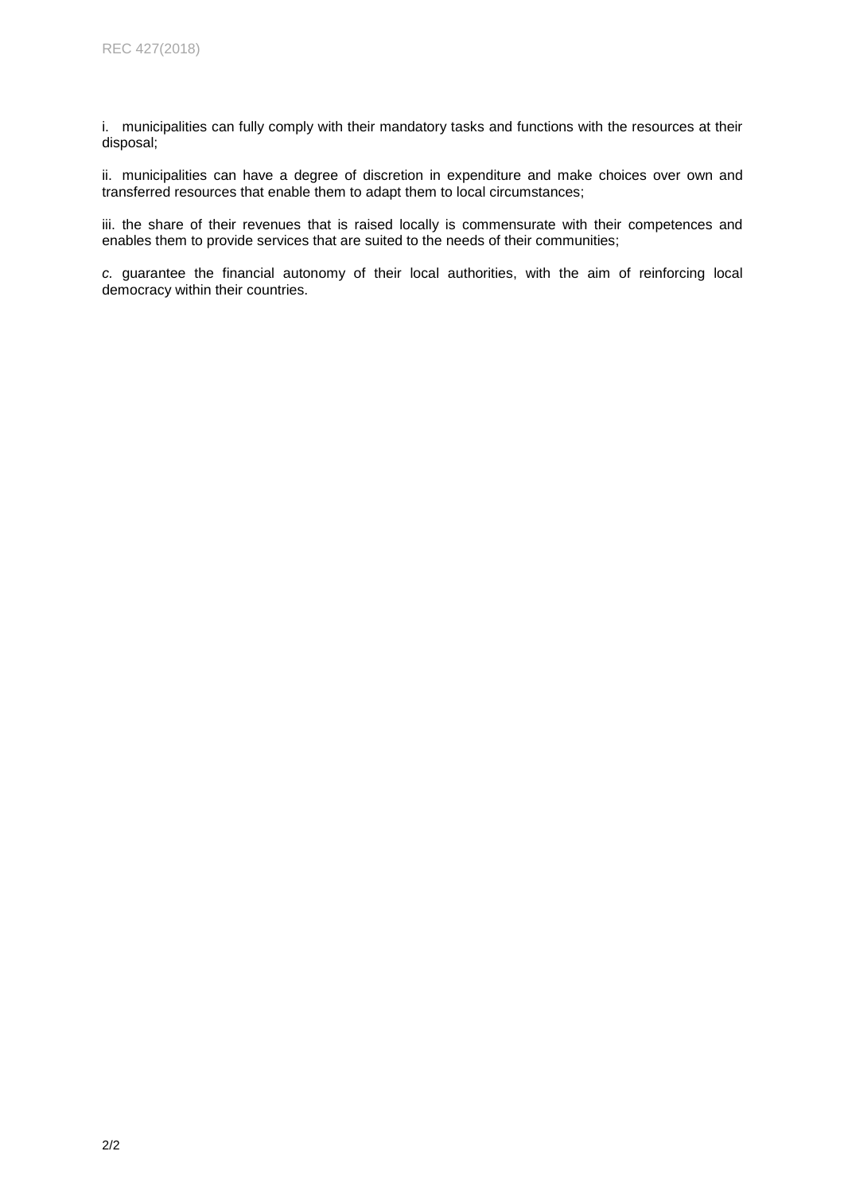i. municipalities can fully comply with their mandatory tasks and functions with the resources at their disposal;

ii. municipalities can have a degree of discretion in expenditure and make choices over own and transferred resources that enable them to adapt them to local circumstances;

iii. the share of their revenues that is raised locally is commensurate with their competences and enables them to provide services that are suited to the needs of their communities;

*c.* guarantee the financial autonomy of their local authorities, with the aim of reinforcing local democracy within their countries.